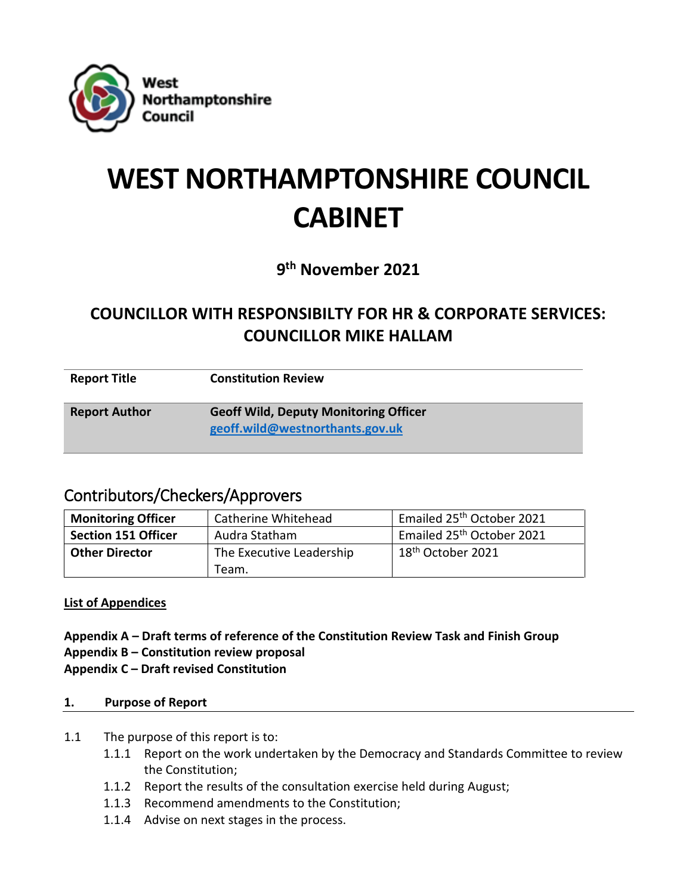# WEST NORTHAMPTONSHIRE COUNCIL CABINET

**9th November 2021**

## COUNCILLOR WITH RESPONSIBILTY FOR HR & CORPORATE SERVICES: COUNCILLOR MIKE HALLAM

| | |
|---|---|
| **Report Title** | **Constitution Review** |
| **Report Author** | **Geoff Wild, Deputy Monitoring Officer** [geoff.wild@westnorthants.gov.uk](mailto:geoff.wild@westnorthants.gov.uk) |

## Contributors/Checkers/Approvers

| | | |
|---|---|---|
| **Monitoring Officer** | Catherine Whitehead | Emailed 25th October 2021 |
| **Section 151 Officer** | Audra Statham | Emailed 25th October 2021 |
| **Other Director** | The Executive Leadership Team. | 18th October 2021 |

**List of Appendices**

**Appendix A – Draft terms of reference of the Constitution Review Task and Finish Group**
**Appendix B – Constitution review proposal**
**Appendix C – Draft revised Constitution**

### 1. Purpose of Report

1.1 The purpose of this report is to:
- 1.1.1 Report on the work undertaken by the Democracy and Standards Committee to review the Constitution;
- 1.1.2 Report the results of the consultation exercise held during August;
- 1.1.3 Recommend amendments to the Constitution;
- 1.1.4 Advise on next stages in the process.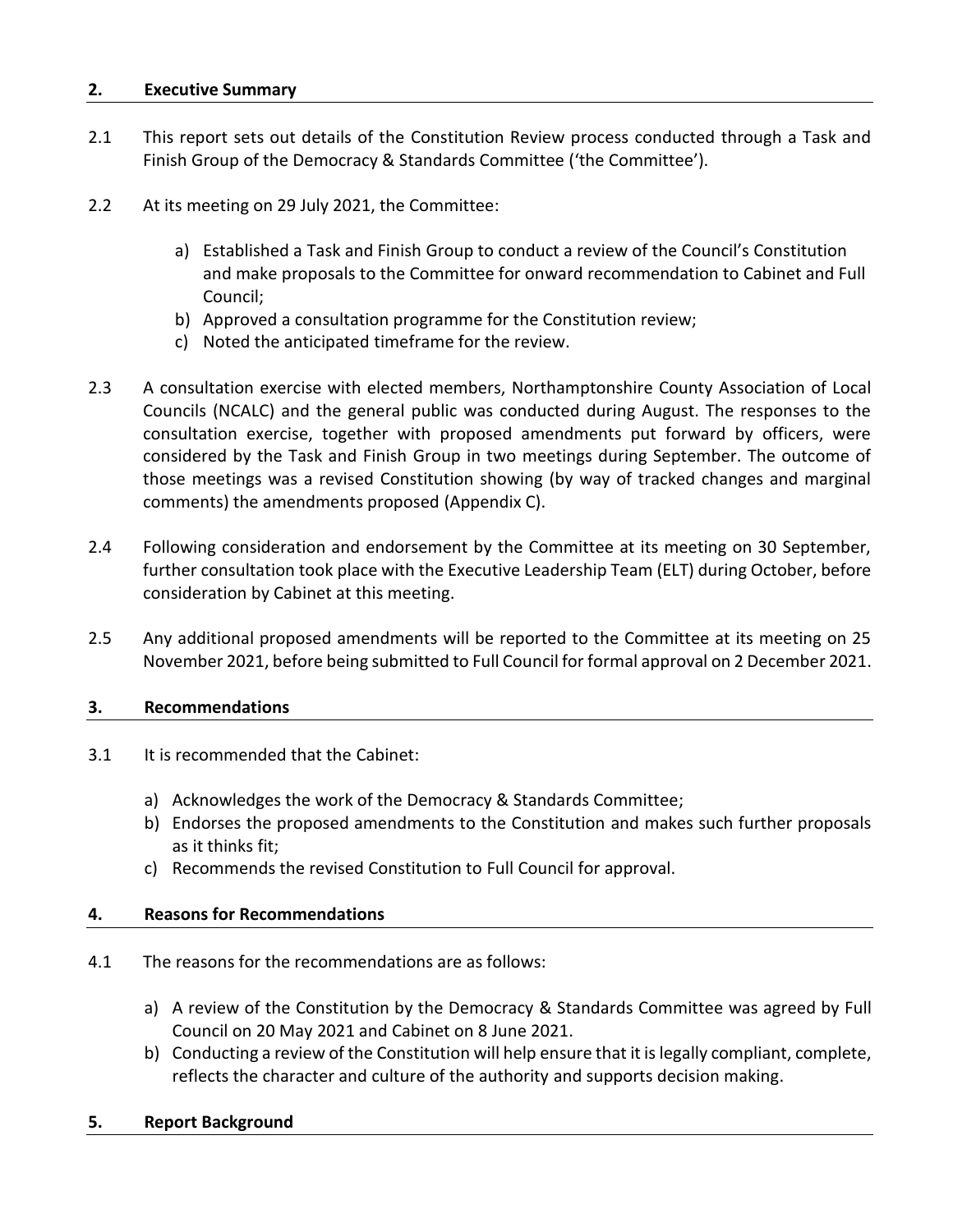## 2. Executive Summary

2.1 This report sets out details of the Constitution Review process conducted through a Task and Finish Group of the Democracy & Standards Committee ('the Committee').

2.2 At its meeting on 29 July 2021, the Committee:

a) Established a Task and Finish Group to conduct a review of the Council's Constitution and make proposals to the Committee for onward recommendation to Cabinet and Full Council;
b) Approved a consultation programme for the Constitution review;
c) Noted the anticipated timeframe for the review.

2.3 A consultation exercise with elected members, Northamptonshire County Association of Local Councils (NCALC) and the general public was conducted during August. The responses to the consultation exercise, together with proposed amendments put forward by officers, were considered by the Task and Finish Group in two meetings during September. The outcome of those meetings was a revised Constitution showing (by way of tracked changes and marginal comments) the amendments proposed (Appendix C).

2.4 Following consideration and endorsement by the Committee at its meeting on 30 September, further consultation took place with the Executive Leadership Team (ELT) during October, before consideration by Cabinet at this meeting.

2.5 Any additional proposed amendments will be reported to the Committee at its meeting on 25 November 2021, before being submitted to Full Council for formal approval on 2 December 2021.

## 3. Recommendations

3.1 It is recommended that the Cabinet:

a) Acknowledges the work of the Democracy & Standards Committee;
b) Endorses the proposed amendments to the Constitution and makes such further proposals as it thinks fit;
c) Recommends the revised Constitution to Full Council for approval.

## 4. Reasons for Recommendations

4.1 The reasons for the recommendations are as follows:

a) A review of the Constitution by the Democracy & Standards Committee was agreed by Full Council on 20 May 2021 and Cabinet on 8 June 2021.
b) Conducting a review of the Constitution will help ensure that it is legally compliant, complete, reflects the character and culture of the authority and supports decision making.

## 5. Report Background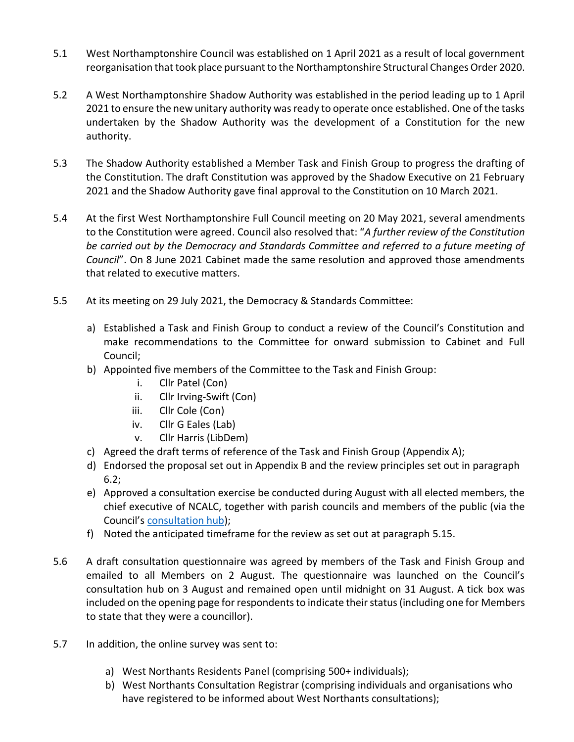5.1 West Northamptonshire Council was established on 1 April 2021 as a result of local government reorganisation that took place pursuant to the Northamptonshire Structural Changes Order 2020.

5.2 A West Northamptonshire Shadow Authority was established in the period leading up to 1 April 2021 to ensure the new unitary authority was ready to operate once established. One of the tasks undertaken by the Shadow Authority was the development of a Constitution for the new authority.

5.3 The Shadow Authority established a Member Task and Finish Group to progress the drafting of the Constitution. The draft Constitution was approved by the Shadow Executive on 21 February 2021 and the Shadow Authority gave final approval to the Constitution on 10 March 2021.

5.4 At the first West Northamptonshire Full Council meeting on 20 May 2021, several amendments to the Constitution were agreed. Council also resolved that: "*A further review of the Constitution be carried out by the Democracy and Standards Committee and referred to a future meeting of Council*". On 8 June 2021 Cabinet made the same resolution and approved those amendments that related to executive matters.

5.5 At its meeting on 29 July 2021, the Democracy & Standards Committee:

a) Established a Task and Finish Group to conduct a review of the Council's Constitution and make recommendations to the Committee for onward submission to Cabinet and Full Council;
b) Appointed five members of the Committee to the Task and Finish Group:
   i. Cllr Patel (Con)
   ii. Cllr Irving-Swift (Con)
   iii. Cllr Cole (Con)
   iv. Cllr G Eales (Lab)
   v. Cllr Harris (LibDem)
c) Agreed the draft terms of reference of the Task and Finish Group (Appendix A);
d) Endorsed the proposal set out in Appendix B and the review principles set out in paragraph 6.2;
e) Approved a consultation exercise be conducted during August with all elected members, the chief executive of NCALC, together with parish councils and members of the public (via the Council's consultation hub);
f) Noted the anticipated timeframe for the review as set out at paragraph 5.15.

5.6 A draft consultation questionnaire was agreed by members of the Task and Finish Group and emailed to all Members on 2 August. The questionnaire was launched on the Council's consultation hub on 3 August and remained open until midnight on 31 August. A tick box was included on the opening page for respondents to indicate their status (including one for Members to state that they were a councillor).

5.7 In addition, the online survey was sent to:

a) West Northants Residents Panel (comprising 500+ individuals);
b) West Northants Consultation Registrar (comprising individuals and organisations who have registered to be informed about West Northants consultations);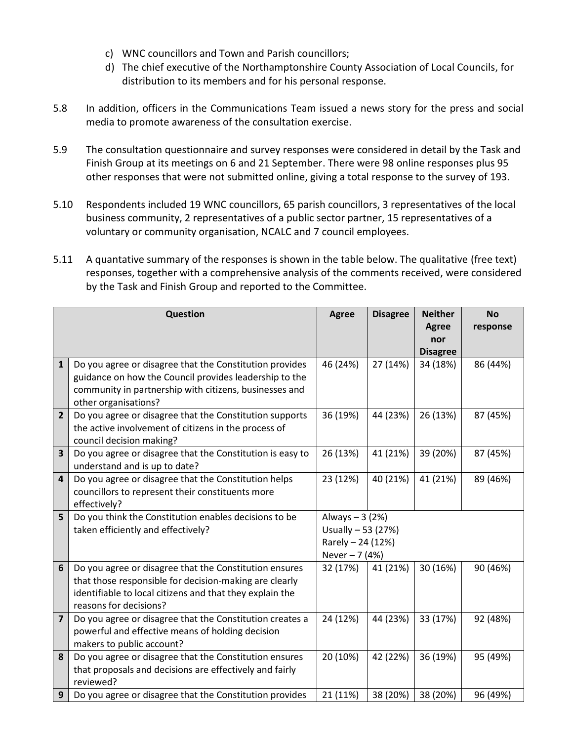c) WNC councillors and Town and Parish councillors;
d) The chief executive of the Northamptonshire County Association of Local Councils, for distribution to its members and for his personal response.

5.8 In addition, officers in the Communications Team issued a news story for the press and social media to promote awareness of the consultation exercise.

5.9 The consultation questionnaire and survey responses were considered in detail by the Task and Finish Group at its meetings on 6 and 21 September. There were 98 online responses plus 95 other responses that were not submitted online, giving a total response to the survey of 193.

5.10 Respondents included 19 WNC councillors, 65 parish councillors, 3 representatives of the local business community, 2 representatives of a public sector partner, 15 representatives of a voluntary or community organisation, NCALC and 7 council employees.

5.11 A quantative summary of the responses is shown in the table below. The qualitative (free text) responses, together with a comprehensive analysis of the comments received, were considered by the Task and Finish Group and reported to the Committee.

| | Question | Agree | Disagree | Neither Agree nor Disagree | No response |
|---|---|---|---|---|---|
| 1 | Do you agree or disagree that the Constitution provides guidance on how the Council provides leadership to the community in partnership with citizens, businesses and other organisations? | 46 (24%) | 27 (14%) | 34 (18%) | 86 (44%) |
| 2 | Do you agree or disagree that the Constitution supports the active involvement of citizens in the process of council decision making? | 36 (19%) | 44 (23%) | 26 (13%) | 87 (45%) |
| 3 | Do you agree or disagree that the Constitution is easy to understand and is up to date? | 26 (13%) | 41 (21%) | 39 (20%) | 87 (45%) |
| 4 | Do you agree or disagree that the Constitution helps councillors to represent their constituents more effectively? | 23 (12%) | 40 (21%) | 41 (21%) | 89 (46%) |
| 5 | Do you think the Constitution enables decisions to be taken efficiently and effectively? | Always – 3 (2%)<br>Usually – 53 (27%)<br>Rarely – 24 (12%)<br>Never – 7 (4%) | | | |
| 6 | Do you agree or disagree that the Constitution ensures that those responsible for decision-making are clearly identifiable to local citizens and that they explain the reasons for decisions? | 32 (17%) | 41 (21%) | 30 (16%) | 90 (46%) |
| 7 | Do you agree or disagree that the Constitution creates a powerful and effective means of holding decision makers to public account? | 24 (12%) | 44 (23%) | 33 (17%) | 92 (48%) |
| 8 | Do you agree or disagree that the Constitution ensures that proposals and decisions are effectively and fairly reviewed? | 20 (10%) | 42 (22%) | 36 (19%) | 95 (49%) |
| 9 | Do you agree or disagree that the Constitution provides | 21 (11%) | 38 (20%) | 38 (20%) | 96 (49%) |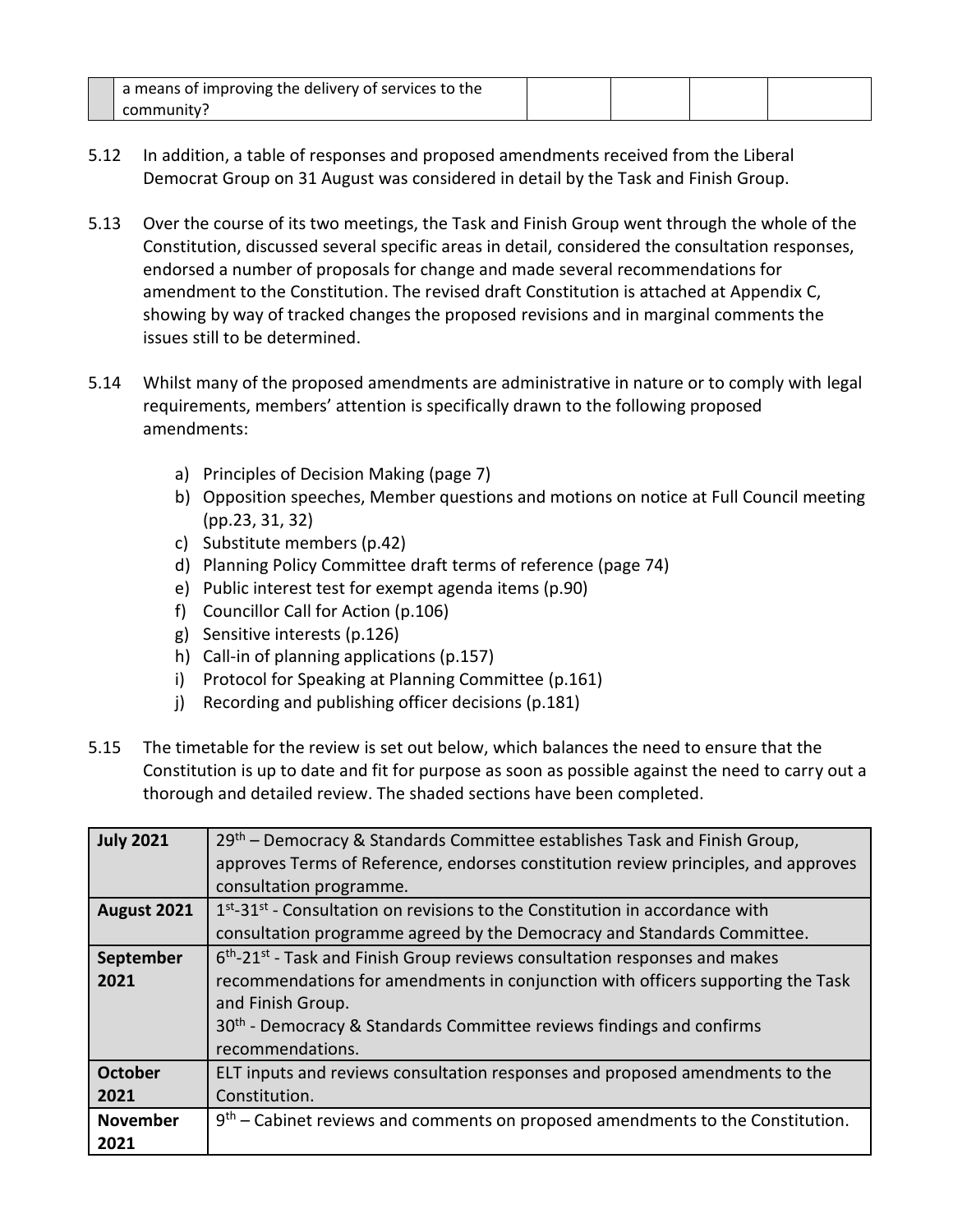| | a means of improving the delivery of services to the community? | | | | |
|---|---|---|---|---|---|

5.12 In addition, a table of responses and proposed amendments received from the Liberal Democrat Group on 31 August was considered in detail by the Task and Finish Group.

5.13 Over the course of its two meetings, the Task and Finish Group went through the whole of the Constitution, discussed several specific areas in detail, considered the consultation responses, endorsed a number of proposals for change and made several recommendations for amendment to the Constitution. The revised draft Constitution is attached at Appendix C, showing by way of tracked changes the proposed revisions and in marginal comments the issues still to be determined.

5.14 Whilst many of the proposed amendments are administrative in nature or to comply with legal requirements, members' attention is specifically drawn to the following proposed amendments:

a) Principles of Decision Making (page 7)
b) Opposition speeches, Member questions and motions on notice at Full Council meeting (pp.23, 31, 32)
c) Substitute members (p.42)
d) Planning Policy Committee draft terms of reference (page 74)
e) Public interest test for exempt agenda items (p.90)
f) Councillor Call for Action (p.106)
g) Sensitive interests (p.126)
h) Call-in of planning applications (p.157)
i) Protocol for Speaking at Planning Committee (p.161)
j) Recording and publishing officer decisions (p.181)

5.15 The timetable for the review is set out below, which balances the need to ensure that the Constitution is up to date and fit for purpose as soon as possible against the need to carry out a thorough and detailed review. The shaded sections have been completed.

| | |
|---|---|
| **July 2021** | 29th – Democracy & Standards Committee establishes Task and Finish Group, approves Terms of Reference, endorses constitution review principles, and approves consultation programme. |
| **August 2021** | 1st-31st - Consultation on revisions to the Constitution in accordance with consultation programme agreed by the Democracy and Standards Committee. |
| **September 2021** | 6th-21st - Task and Finish Group reviews consultation responses and makes recommendations for amendments in conjunction with officers supporting the Task and Finish Group.<br>30th - Democracy & Standards Committee reviews findings and confirms recommendations. |
| **October 2021** | ELT inputs and reviews consultation responses and proposed amendments to the Constitution. |
| **November 2021** | 9th – Cabinet reviews and comments on proposed amendments to the Constitution. |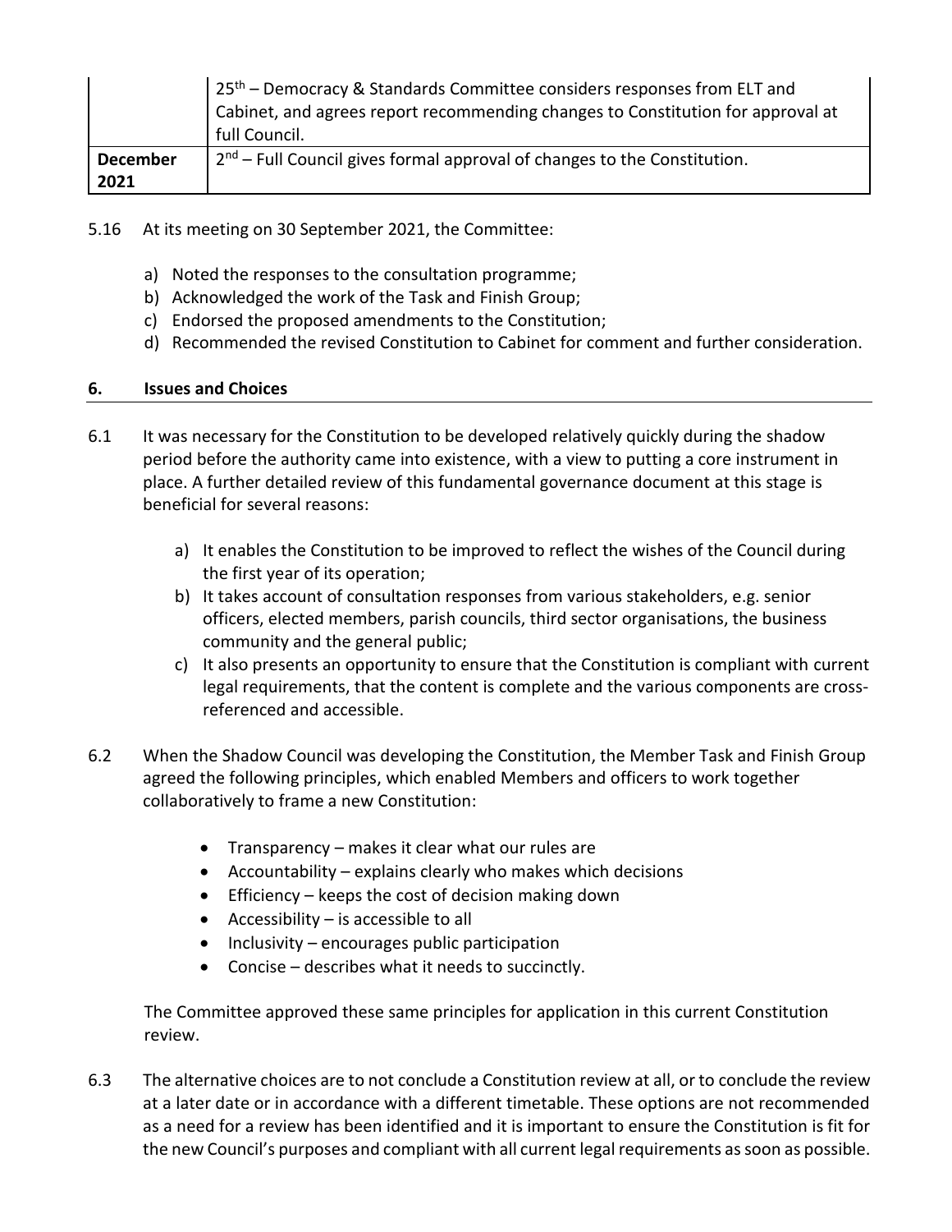| | |
|---|---|
| | 25th – Democracy & Standards Committee considers responses from ELT and Cabinet, and agrees report recommending changes to Constitution for approval at full Council. |
| **December 2021** | 2nd – Full Council gives formal approval of changes to the Constitution. |

5.16 At its meeting on 30 September 2021, the Committee:

a) Noted the responses to the consultation programme;
b) Acknowledged the work of the Task and Finish Group;
c) Endorsed the proposed amendments to the Constitution;
d) Recommended the revised Constitution to Cabinet for comment and further consideration.

## 6. Issues and Choices

6.1 It was necessary for the Constitution to be developed relatively quickly during the shadow period before the authority came into existence, with a view to putting a core instrument in place. A further detailed review of this fundamental governance document at this stage is beneficial for several reasons:

a) It enables the Constitution to be improved to reflect the wishes of the Council during the first year of its operation;
b) It takes account of consultation responses from various stakeholders, e.g. senior officers, elected members, parish councils, third sector organisations, the business community and the general public;
c) It also presents an opportunity to ensure that the Constitution is compliant with current legal requirements, that the content is complete and the various components are cross-referenced and accessible.

6.2 When the Shadow Council was developing the Constitution, the Member Task and Finish Group agreed the following principles, which enabled Members and officers to work together collaboratively to frame a new Constitution:

- Transparency – makes it clear what our rules are
- Accountability – explains clearly who makes which decisions
- Efficiency – keeps the cost of decision making down
- Accessibility – is accessible to all
- Inclusivity – encourages public participation
- Concise – describes what it needs to succinctly.

The Committee approved these same principles for application in this current Constitution review.

6.3 The alternative choices are to not conclude a Constitution review at all, or to conclude the review at a later date or in accordance with a different timetable. These options are not recommended as a need for a review has been identified and it is important to ensure the Constitution is fit for the new Council's purposes and compliant with all current legal requirements as soon as possible.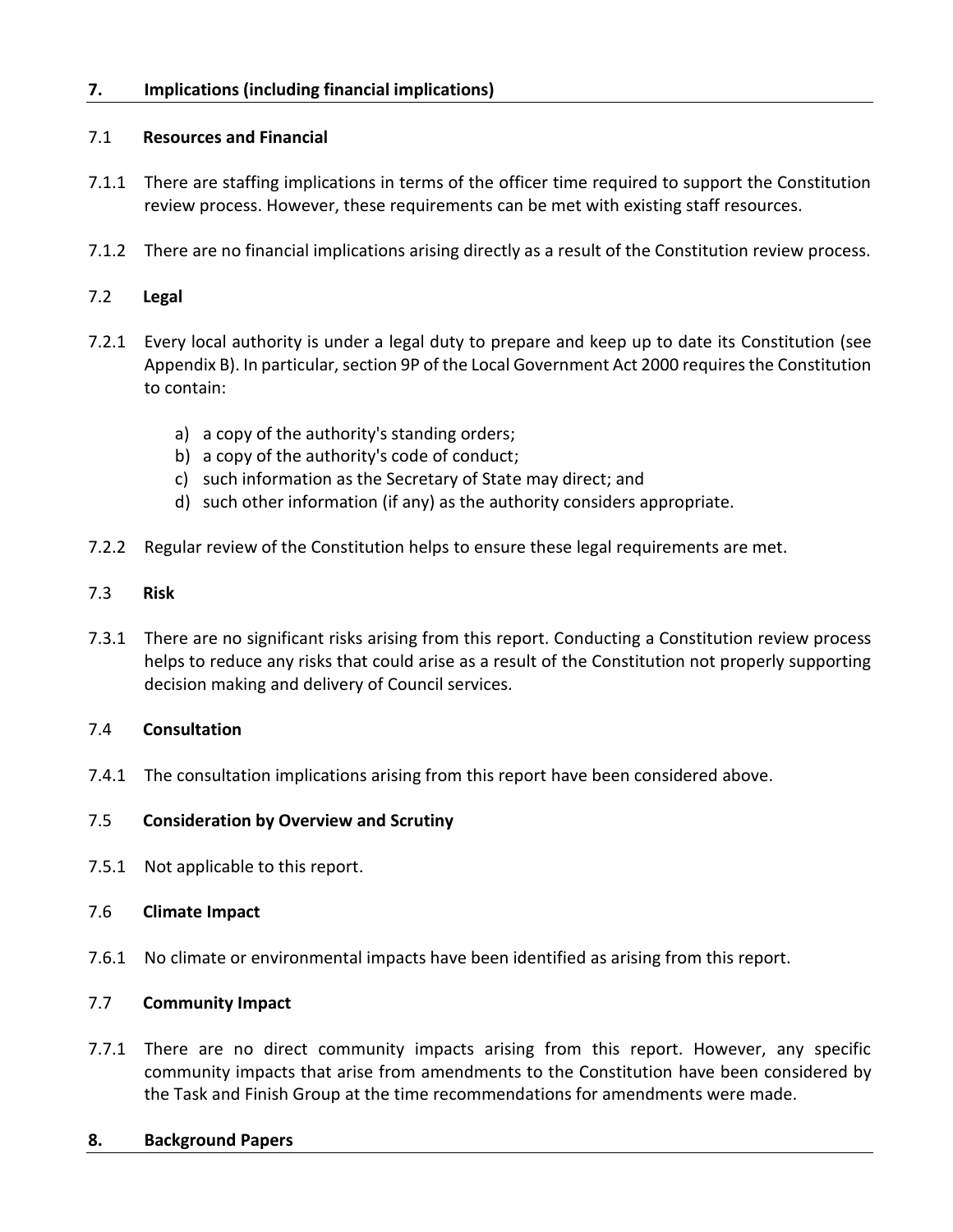## 7. Implications (including financial implications)

### 7.1 Resources and Financial

7.1.1 There are staffing implications in terms of the officer time required to support the Constitution review process. However, these requirements can be met with existing staff resources.

7.1.2 There are no financial implications arising directly as a result of the Constitution review process.

### 7.2 Legal

7.2.1 Every local authority is under a legal duty to prepare and keep up to date its Constitution (see Appendix B). In particular, section 9P of the Local Government Act 2000 requires the Constitution to contain:

a) a copy of the authority's standing orders;
b) a copy of the authority's code of conduct;
c) such information as the Secretary of State may direct; and
d) such other information (if any) as the authority considers appropriate.

7.2.2 Regular review of the Constitution helps to ensure these legal requirements are met.

### 7.3 Risk

7.3.1 There are no significant risks arising from this report. Conducting a Constitution review process helps to reduce any risks that could arise as a result of the Constitution not properly supporting decision making and delivery of Council services.

### 7.4 Consultation

7.4.1 The consultation implications arising from this report have been considered above.

### 7.5 Consideration by Overview and Scrutiny

7.5.1 Not applicable to this report.

### 7.6 Climate Impact

7.6.1 No climate or environmental impacts have been identified as arising from this report.

### 7.7 Community Impact

7.7.1 There are no direct community impacts arising from this report. However, any specific community impacts that arise from amendments to the Constitution have been considered by the Task and Finish Group at the time recommendations for amendments were made.

## 8. Background Papers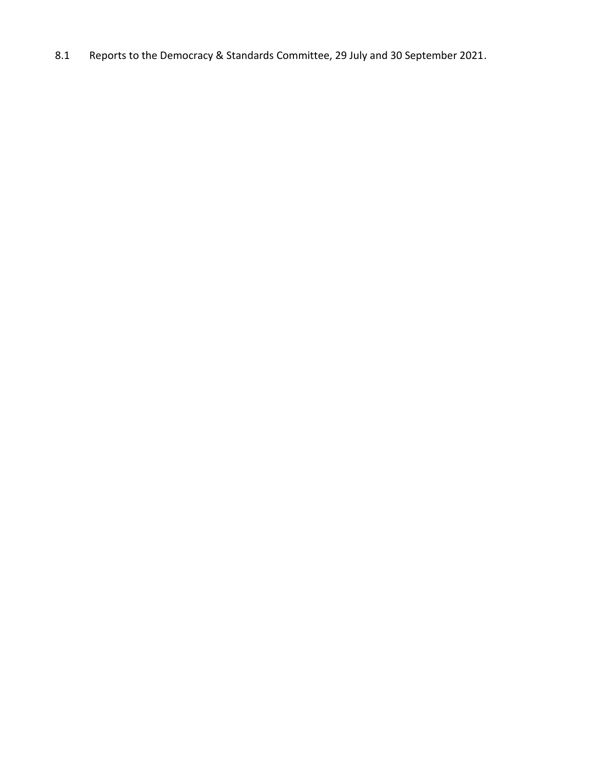8.1 Reports to the Democracy & Standards Committee, 29 July and 30 September 2021.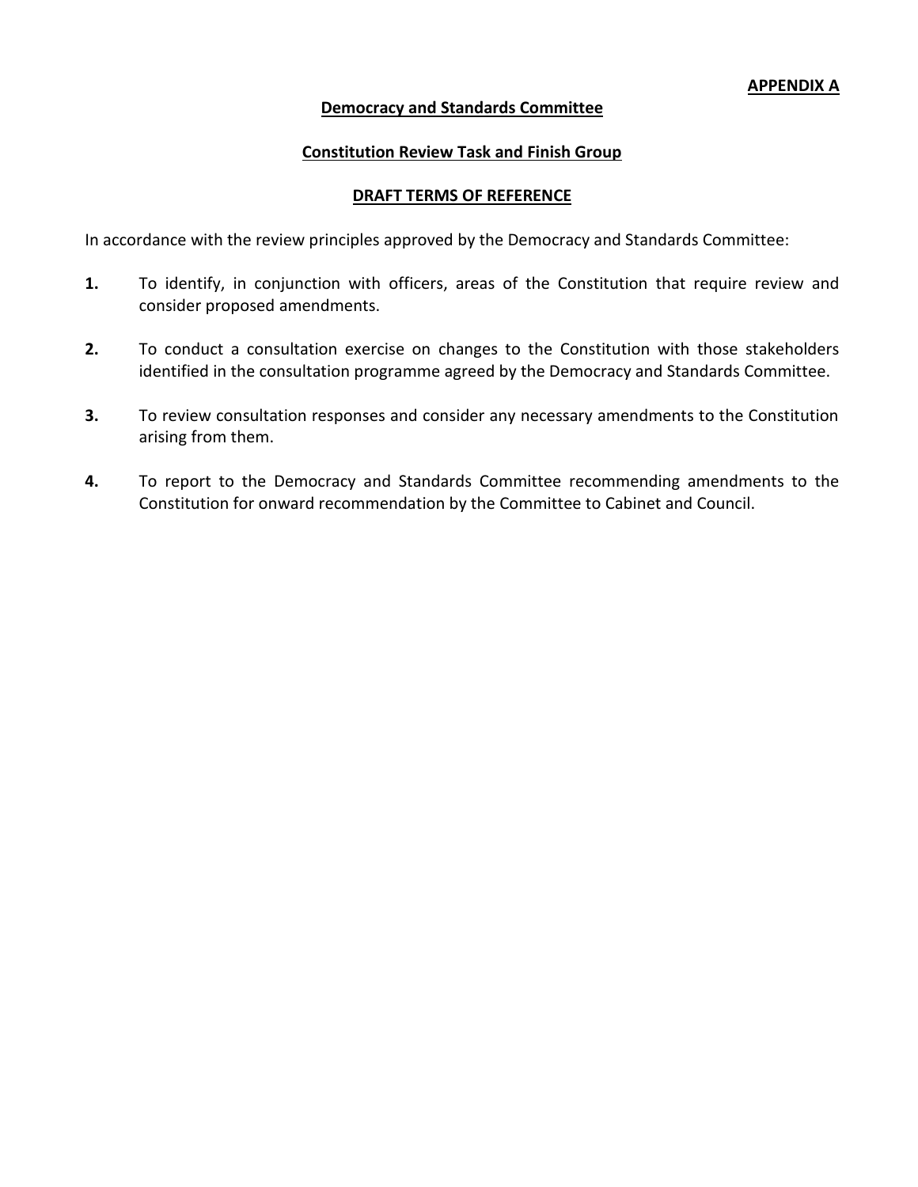**APPENDIX A**

**Democracy and Standards Committee**

**Constitution Review Task and Finish Group**

**DRAFT TERMS OF REFERENCE**

In accordance with the review principles approved by the Democracy and Standards Committee:

**1.** To identify, in conjunction with officers, areas of the Constitution that require review and consider proposed amendments.

**2.** To conduct a consultation exercise on changes to the Constitution with those stakeholders identified in the consultation programme agreed by the Democracy and Standards Committee.

**3.** To review consultation responses and consider any necessary amendments to the Constitution arising from them.

**4.** To report to the Democracy and Standards Committee recommending amendments to the Constitution for onward recommendation by the Committee to Cabinet and Council.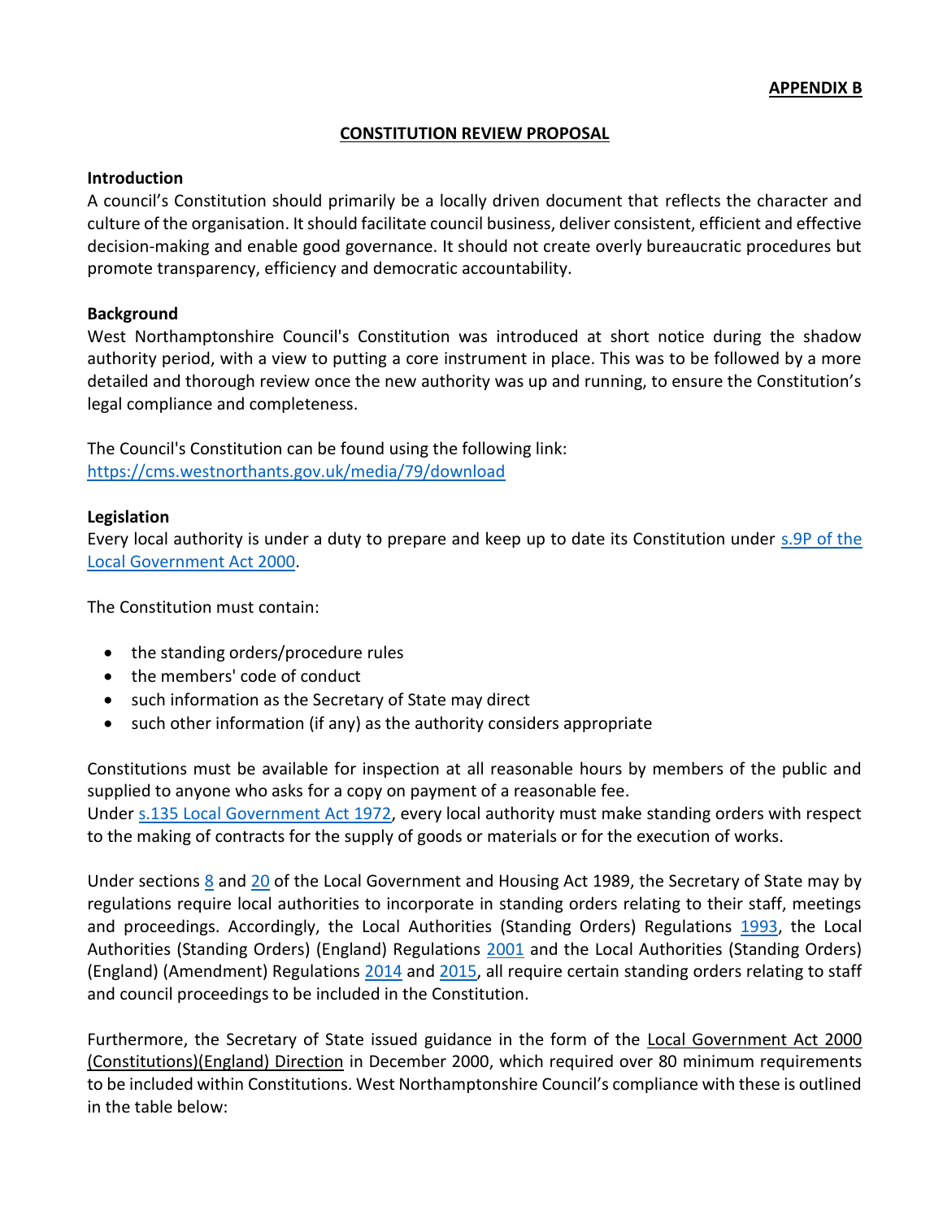**APPENDIX B**

**CONSTITUTION REVIEW PROPOSAL**

**Introduction**

A council's Constitution should primarily be a locally driven document that reflects the character and culture of the organisation. It should facilitate council business, deliver consistent, efficient and effective decision-making and enable good governance. It should not create overly bureaucratic procedures but promote transparency, efficiency and democratic accountability.

**Background**

West Northamptonshire Council's Constitution was introduced at short notice during the shadow authority period, with a view to putting a core instrument in place. This was to be followed by a more detailed and thorough review once the new authority was up and running, to ensure the Constitution's legal compliance and completeness.

The Council's Constitution can be found using the following link:
https://cms.westnorthants.gov.uk/media/79/download

**Legislation**

Every local authority is under a duty to prepare and keep up to date its Constitution under s.9P of the Local Government Act 2000.

The Constitution must contain:

- the standing orders/procedure rules
- the members' code of conduct
- such information as the Secretary of State may direct
- such other information (if any) as the authority considers appropriate

Constitutions must be available for inspection at all reasonable hours by members of the public and supplied to anyone who asks for a copy on payment of a reasonable fee.
Under s.135 Local Government Act 1972, every local authority must make standing orders with respect to the making of contracts for the supply of goods or materials or for the execution of works.

Under sections 8 and 20 of the Local Government and Housing Act 1989, the Secretary of State may by regulations require local authorities to incorporate in standing orders relating to their staff, meetings and proceedings. Accordingly, the Local Authorities (Standing Orders) Regulations 1993, the Local Authorities (Standing Orders) (England) Regulations 2001 and the Local Authorities (Standing Orders) (England) (Amendment) Regulations 2014 and 2015, all require certain standing orders relating to staff and council proceedings to be included in the Constitution.

Furthermore, the Secretary of State issued guidance in the form of the Local Government Act 2000 (Constitutions)(England) Direction in December 2000, which required over 80 minimum requirements to be included within Constitutions. West Northamptonshire Council's compliance with these is outlined in the table below: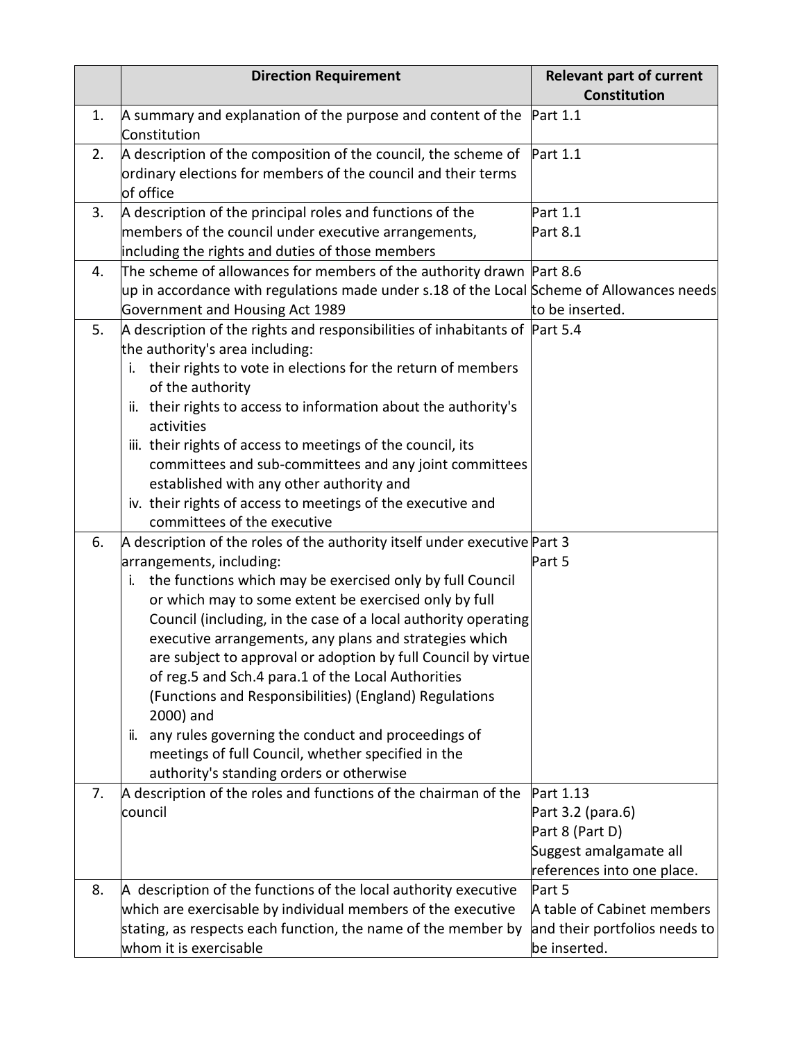| | Direction Requirement | Relevant part of current Constitution |
|---|---|---|
| 1. | A summary and explanation of the purpose and content of the Constitution | Part 1.1 |
| 2. | A description of the composition of the council, the scheme of ordinary elections for members of the council and their terms of office | Part 1.1 |
| 3. | A description of the principal roles and functions of the members of the council under executive arrangements, including the rights and duties of those members | Part 1.1<br>Part 8.1 |
| 4. | The scheme of allowances for members of the authority drawn up in accordance with regulations made under s.18 of the Local Government and Housing Act 1989 | Part 8.6<br>Scheme of Allowances needs to be inserted. |
| 5. | A description of the rights and responsibilities of inhabitants of the authority's area including:<br>i. their rights to vote in elections for the return of members of the authority<br>ii. their rights to access to information about the authority's activities<br>iii. their rights of access to meetings of the council, its committees and sub-committees and any joint committees established with any other authority and<br>iv. their rights of access to meetings of the executive and committees of the executive | Part 5.4 |
| 6. | A description of the roles of the authority itself under executive arrangements, including:<br>i. the functions which may be exercised only by full Council or which may to some extent be exercised only by full Council (including, in the case of a local authority operating executive arrangements, any plans and strategies which are subject to approval or adoption by full Council by virtue of reg.5 and Sch.4 para.1 of the Local Authorities (Functions and Responsibilities) (England) Regulations 2000) and<br>ii. any rules governing the conduct and proceedings of meetings of full Council, whether specified in the authority's standing orders or otherwise | Part 3<br>Part 5 |
| 7. | A description of the roles and functions of the chairman of the council | Part 1.13<br>Part 3.2 (para.6)<br>Part 8 (Part D)<br>Suggest amalgamate all references into one place. |
| 8. | A description of the functions of the local authority executive which are exercisable by individual members of the executive stating, as respects each function, the name of the member by whom it is exercisable | Part 5<br>A table of Cabinet members and their portfolios needs to be inserted. |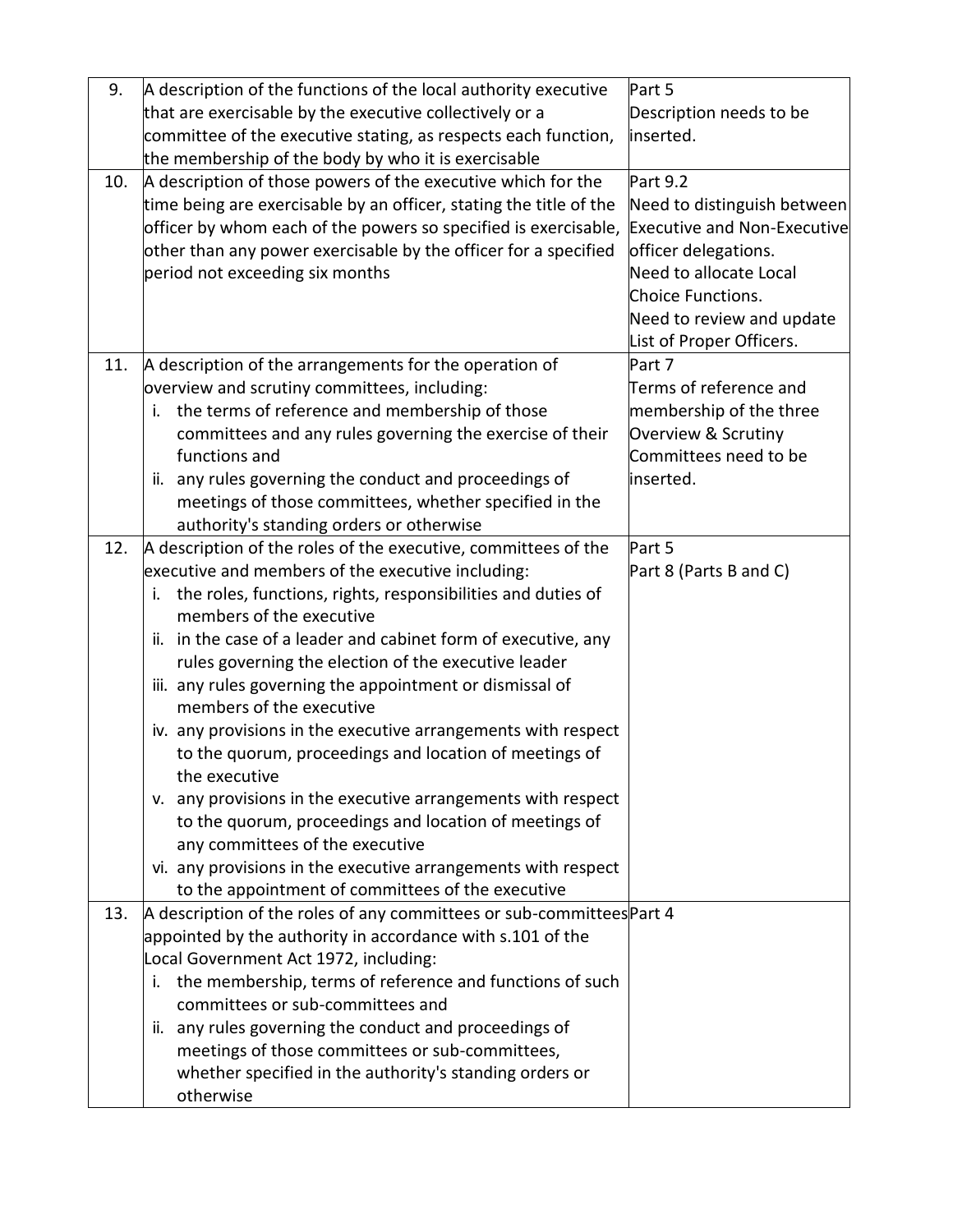| | | |
|---|---|---|
| 9. | A description of the functions of the local authority executive that are exercisable by the executive collectively or a committee of the executive stating, as respects each function, the membership of the body by who it is exercisable | Part 5<br>Description needs to be inserted. |
| 10. | A description of those powers of the executive which for the time being are exercisable by an officer, stating the title of the officer by whom each of the powers so specified is exercisable, other than any power exercisable by the officer for a specified period not exceeding six months | Part 9.2<br>Need to distinguish between Executive and Non-Executive officer delegations.<br>Need to allocate Local Choice Functions.<br>Need to review and update List of Proper Officers. |
| 11. | A description of the arrangements for the operation of overview and scrutiny committees, including:<br>i. the terms of reference and membership of those committees and any rules governing the exercise of their functions and<br>ii. any rules governing the conduct and proceedings of meetings of those committees, whether specified in the authority's standing orders or otherwise | Part 7<br>Terms of reference and membership of the three Overview & Scrutiny Committees need to be inserted. |
| 12. | A description of the roles of the executive, committees of the executive and members of the executive including:<br>i. the roles, functions, rights, responsibilities and duties of members of the executive<br>ii. in the case of a leader and cabinet form of executive, any rules governing the election of the executive leader<br>iii. any rules governing the appointment or dismissal of members of the executive<br>iv. any provisions in the executive arrangements with respect to the quorum, proceedings and location of meetings of the executive<br>v. any provisions in the executive arrangements with respect to the quorum, proceedings and location of meetings of any committees of the executive<br>vi. any provisions in the executive arrangements with respect to the appointment of committees of the executive | Part 5<br>Part 8 (Parts B and C) |
| 13. | A description of the roles of any committees or sub-committees appointed by the authority in accordance with s.101 of the Local Government Act 1972, including:<br>i. the membership, terms of reference and functions of such committees or sub-committees and<br>ii. any rules governing the conduct and proceedings of meetings of those committees or sub-committees, whether specified in the authority's standing orders or otherwise | Part 4 |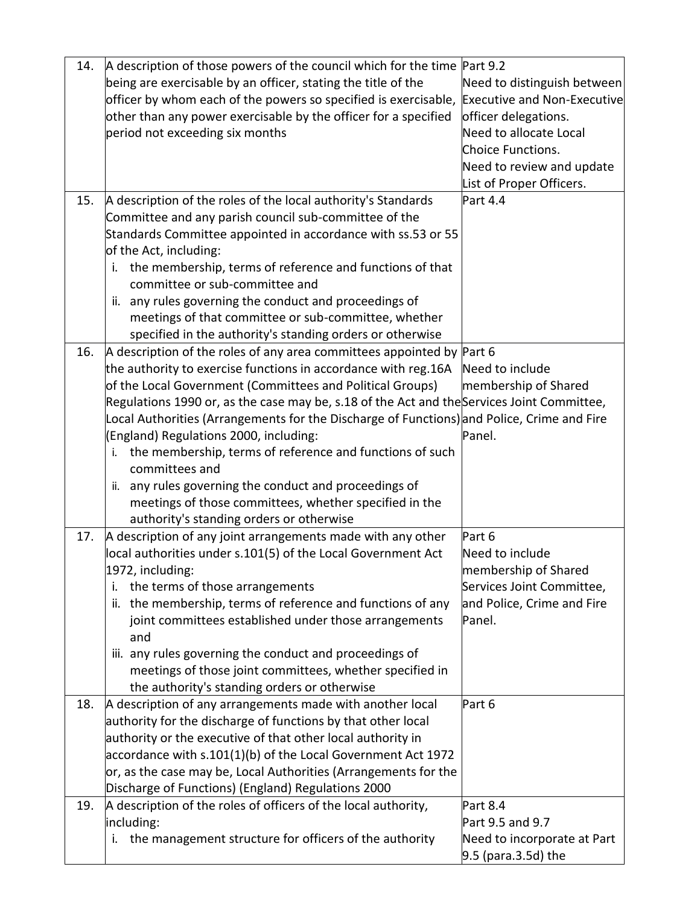| | | |
|---|---|---|
| 14. | A description of those powers of the council which for the time being are exercisable by an officer, stating the title of the officer by whom each of the powers so specified is exercisable, other than any power exercisable by the officer for a specified period not exceeding six months | Part 9.2<br>Need to distinguish between Executive and Non-Executive officer delegations.<br>Need to allocate Local Choice Functions.<br>Need to review and update List of Proper Officers. |
| 15. | A description of the roles of the local authority's Standards Committee and any parish council sub-committee of the Standards Committee appointed in accordance with ss.53 or 55 of the Act, including:<br>i. the membership, terms of reference and functions of that committee or sub-committee and<br>ii. any rules governing the conduct and proceedings of meetings of that committee or sub-committee, whether specified in the authority's standing orders or otherwise | Part 4.4 |
| 16. | A description of the roles of any area committees appointed by the authority to exercise functions in accordance with reg.16A of the Local Government (Committees and Political Groups) Regulations 1990 or, as the case may be, s.18 of the Act and the Local Authorities (Arrangements for the Discharge of Functions) (England) Regulations 2000, including:<br>i. the membership, terms of reference and functions of such committees and<br>ii. any rules governing the conduct and proceedings of meetings of those committees, whether specified in the authority's standing orders or otherwise | Part 6<br>Need to include membership of Shared Services Joint Committee, and Police, Crime and Fire Panel. |
| 17. | A description of any joint arrangements made with any other local authorities under s.101(5) of the Local Government Act 1972, including:<br>i. the terms of those arrangements<br>ii. the membership, terms of reference and functions of any joint committees established under those arrangements and<br>iii. any rules governing the conduct and proceedings of meetings of those joint committees, whether specified in the authority's standing orders or otherwise | Part 6<br>Need to include membership of Shared Services Joint Committee, and Police, Crime and Fire Panel. |
| 18. | A description of any arrangements made with another local authority for the discharge of functions by that other local authority or the executive of that other local authority in accordance with s.101(1)(b) of the Local Government Act 1972 or, as the case may be, Local Authorities (Arrangements for the Discharge of Functions) (England) Regulations 2000 | Part 6 |
| 19. | A description of the roles of officers of the local authority, including:<br>i. the management structure for officers of the authority | Part 8.4<br>Part 9.5 and 9.7<br>Need to incorporate at Part 9.5 (para.3.5d) the |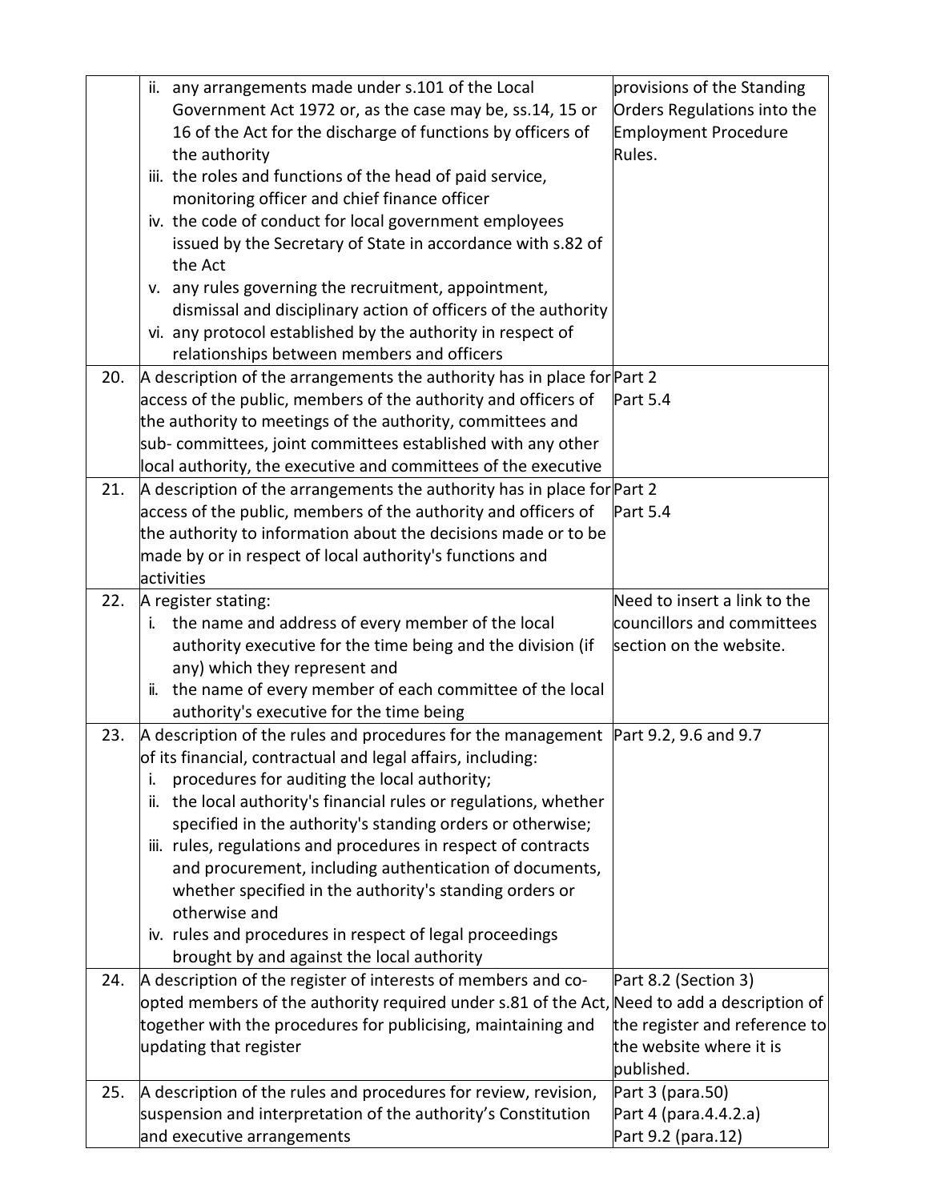| | | |
|---|---|---|
| | ii. any arrangements made under s.101 of the Local Government Act 1972 or, as the case may be, ss.14, 15 or 16 of the Act for the discharge of functions by officers of the authority<br>iii. the roles and functions of the head of paid service, monitoring officer and chief finance officer<br>iv. the code of conduct for local government employees issued by the Secretary of State in accordance with s.82 of the Act<br>v. any rules governing the recruitment, appointment, dismissal and disciplinary action of officers of the authority<br>vi. any protocol established by the authority in respect of relationships between members and officers | provisions of the Standing Orders Regulations into the Employment Procedure Rules. |
| 20. | A description of the arrangements the authority has in place for access of the public, members of the authority and officers of the authority to meetings of the authority, committees and sub- committees, joint committees established with any other local authority, the executive and committees of the executive | Part 2<br>Part 5.4 |
| 21. | A description of the arrangements the authority has in place for access of the public, members of the authority and officers of the authority to information about the decisions made or to be made by or in respect of local authority's functions and activities | Part 2<br>Part 5.4 |
| 22. | A register stating:<br>i. the name and address of every member of the local authority executive for the time being and the division (if any) which they represent and<br>ii. the name of every member of each committee of the local authority's executive for the time being | Need to insert a link to the councillors and committees section on the website. |
| 23. | A description of the rules and procedures for the management of its financial, contractual and legal affairs, including:<br>i. procedures for auditing the local authority;<br>ii. the local authority's financial rules or regulations, whether specified in the authority's standing orders or otherwise;<br>iii. rules, regulations and procedures in respect of contracts and procurement, including authentication of documents, whether specified in the authority's standing orders or otherwise and<br>iv. rules and procedures in respect of legal proceedings brought by and against the local authority | Part 9.2, 9.6 and 9.7 |
| 24. | A description of the register of interests of members and co-opted members of the authority required under s.81 of the Act, together with the procedures for publicising, maintaining and updating that register | Part 8.2 (Section 3)<br>Need to add a description of the register and reference to the website where it is published. |
| 25. | A description of the rules and procedures for review, revision, suspension and interpretation of the authority's Constitution and executive arrangements | Part 3 (para.50)<br>Part 4 (para.4.4.2.a)<br>Part 9.2 (para.12) |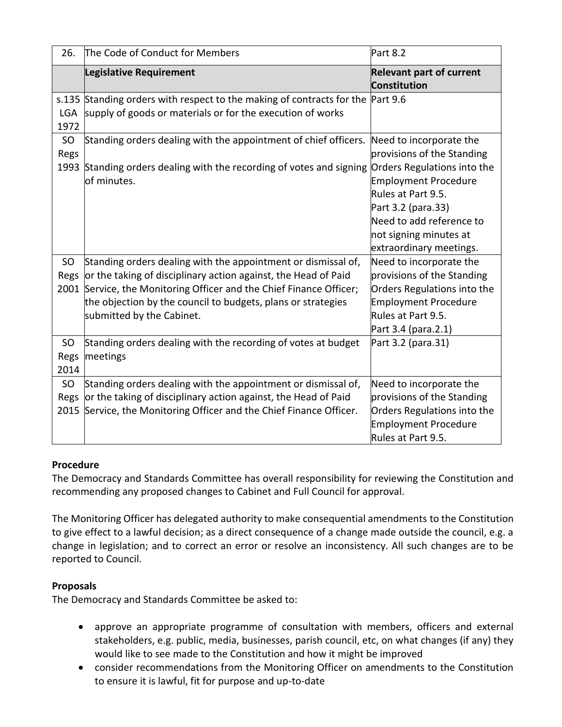| 26. | The Code of Conduct for Members | Part 8.2 |
|---|---|---|
| | **Legislative Requirement** | **Relevant part of current Constitution** |
| s.135 LGA 1972 | Standing orders with respect to the making of contracts for the supply of goods or materials or for the execution of works | Part 9.6 |
| SO Regs 1993 | Standing orders dealing with the appointment of chief officers.<br><br>Standing orders dealing with the recording of votes and signing of minutes. | Need to incorporate the provisions of the Standing Orders Regulations into the Employment Procedure Rules at Part 9.5.<br>Part 3.2 (para.33)<br>Need to add reference to not signing minutes at extraordinary meetings. |
| SO Regs 2001 | Standing orders dealing with the appointment or dismissal of, or the taking of disciplinary action against, the Head of Paid Service, the Monitoring Officer and the Chief Finance Officer; the objection by the council to budgets, plans or strategies submitted by the Cabinet. | Need to incorporate the provisions of the Standing Orders Regulations into the Employment Procedure Rules at Part 9.5.<br>Part 3.4 (para.2.1) |
| SO Regs 2014 | Standing orders dealing with the recording of votes at budget meetings | Part 3.2 (para.31) |
| SO Regs 2015 | Standing orders dealing with the appointment or dismissal of, or the taking of disciplinary action against, the Head of Paid Service, the Monitoring Officer and the Chief Finance Officer. | Need to incorporate the provisions of the Standing Orders Regulations into the Employment Procedure Rules at Part 9.5. |

**Procedure**

The Democracy and Standards Committee has overall responsibility for reviewing the Constitution and recommending any proposed changes to Cabinet and Full Council for approval.

The Monitoring Officer has delegated authority to make consequential amendments to the Constitution to give effect to a lawful decision; as a direct consequence of a change made outside the council, e.g. a change in legislation; and to correct an error or resolve an inconsistency. All such changes are to be reported to Council.

**Proposals**

The Democracy and Standards Committee be asked to:

- approve an appropriate programme of consultation with members, officers and external stakeholders, e.g. public, media, businesses, parish council, etc, on what changes (if any) they would like to see made to the Constitution and how it might be improved
- consider recommendations from the Monitoring Officer on amendments to the Constitution to ensure it is lawful, fit for purpose and up-to-date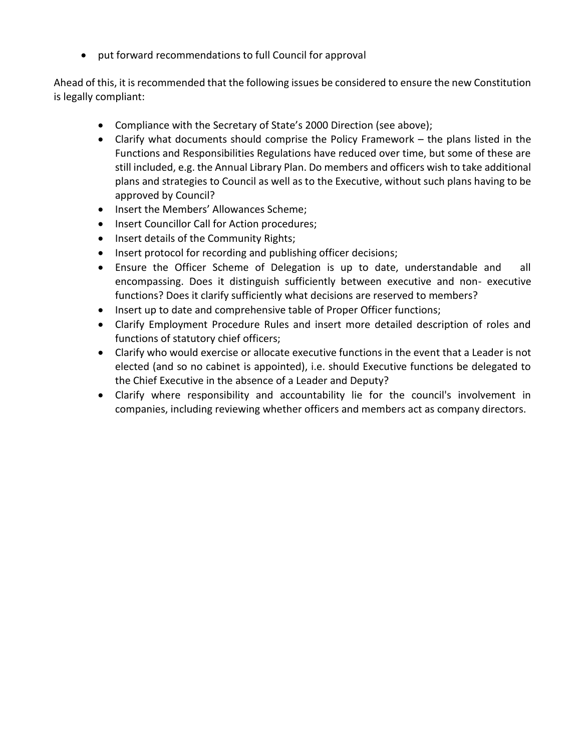- put forward recommendations to full Council for approval

Ahead of this, it is recommended that the following issues be considered to ensure the new Constitution is legally compliant:

- Compliance with the Secretary of State's 2000 Direction (see above);
- Clarify what documents should comprise the Policy Framework – the plans listed in the Functions and Responsibilities Regulations have reduced over time, but some of these are still included, e.g. the Annual Library Plan. Do members and officers wish to take additional plans and strategies to Council as well as to the Executive, without such plans having to be approved by Council?
- Insert the Members' Allowances Scheme;
- Insert Councillor Call for Action procedures;
- Insert details of the Community Rights;
- Insert protocol for recording and publishing officer decisions;
- Ensure the Officer Scheme of Delegation is up to date, understandable and all encompassing. Does it distinguish sufficiently between executive and non- executive functions? Does it clarify sufficiently what decisions are reserved to members?
- Insert up to date and comprehensive table of Proper Officer functions;
- Clarify Employment Procedure Rules and insert more detailed description of roles and functions of statutory chief officers;
- Clarify who would exercise or allocate executive functions in the event that a Leader is not elected (and so no cabinet is appointed), i.e. should Executive functions be delegated to the Chief Executive in the absence of a Leader and Deputy?
- Clarify where responsibility and accountability lie for the council's involvement in companies, including reviewing whether officers and members act as company directors.